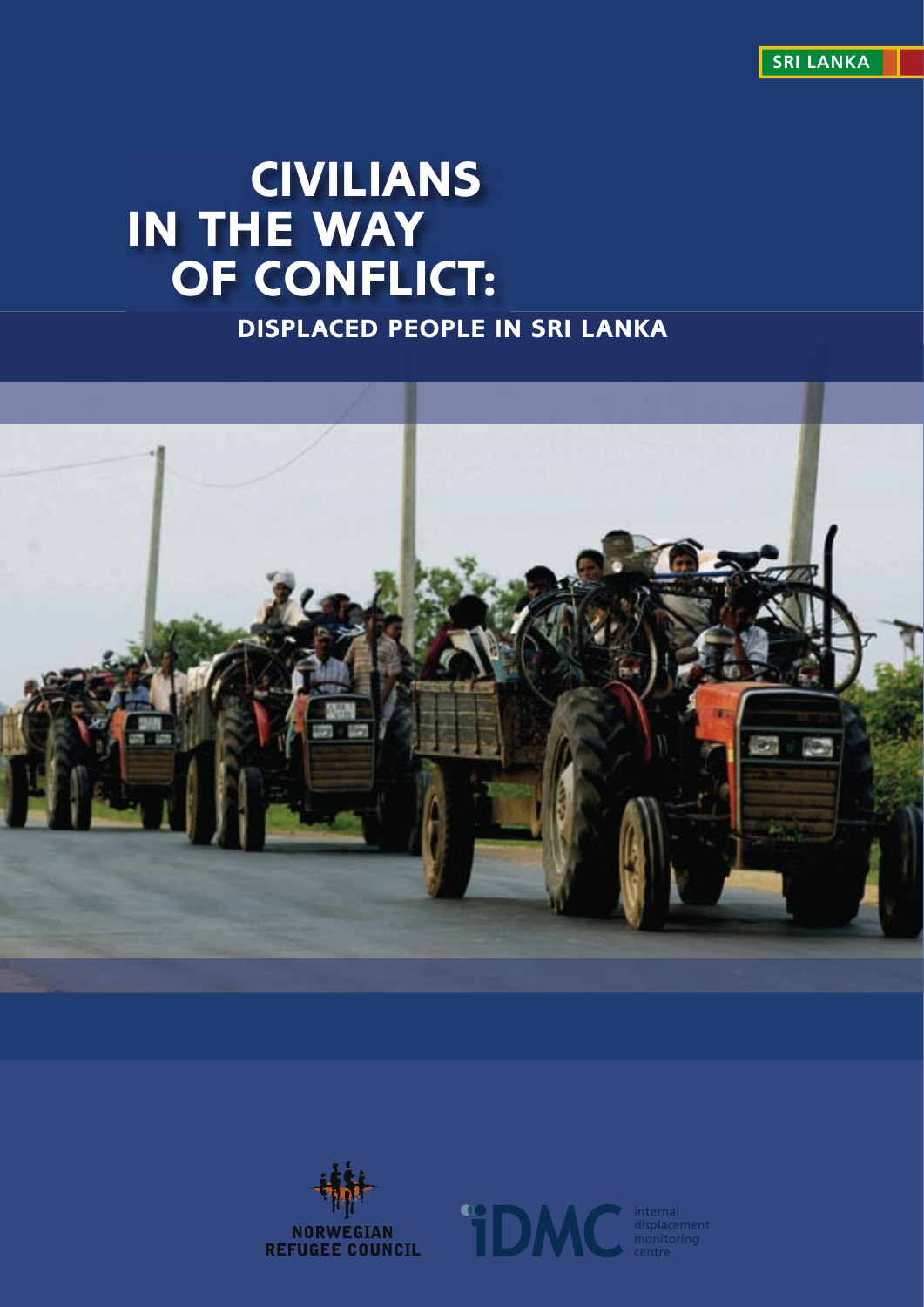SRI LANKA

# CIVILIANS IN THE WAY OF CONFLICT:

## DISPLACED PEOPLE IN SRI LANKA

NORWEGIAN REFUGEE COUNCIL

iDMC internal displacement monitoring centre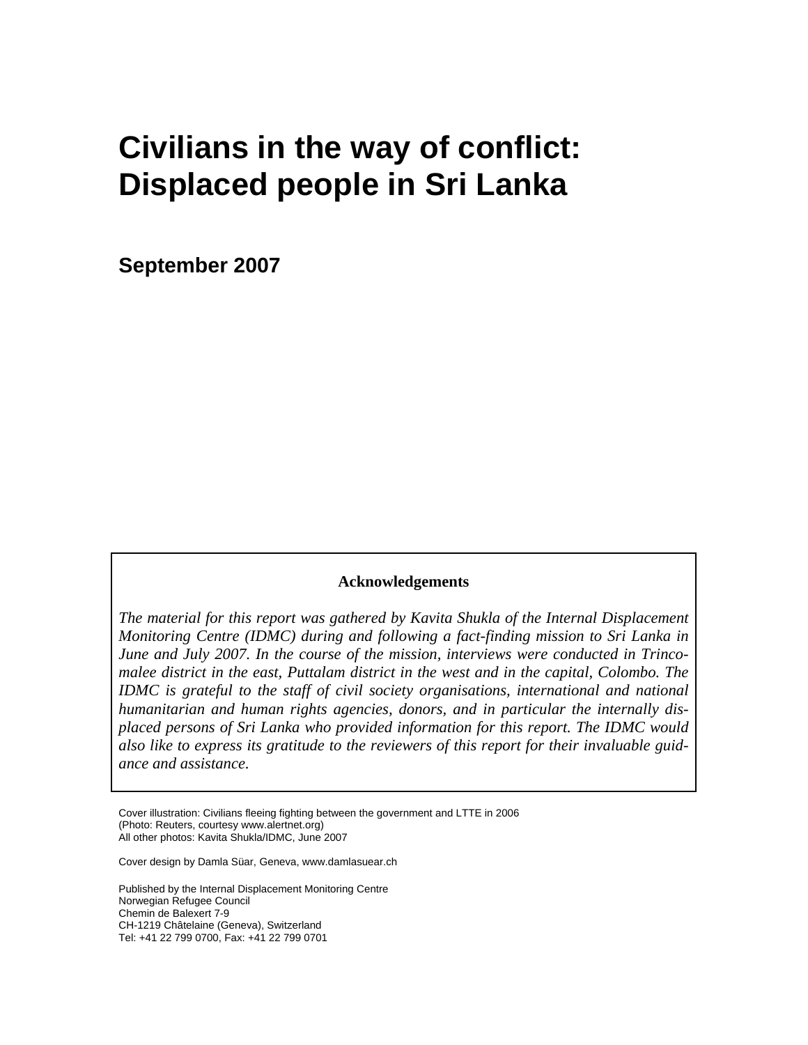# Civilians in the way of conflict: Displaced people in Sri Lanka

## September 2007

**Acknowledgements**

*The material for this report was gathered by Kavita Shukla of the Internal Displacement Monitoring Centre (IDMC) during and following a fact-finding mission to Sri Lanka in June and July 2007. In the course of the mission, interviews were conducted in Trincomalee district in the east, Puttalam district in the west and in the capital, Colombo. The IDMC is grateful to the staff of civil society organisations, international and national humanitarian and human rights agencies, donors, and in particular the internally displaced persons of Sri Lanka who provided information for this report. The IDMC would also like to express its gratitude to the reviewers of this report for their invaluable guidance and assistance.*

Cover illustration: Civilians fleeing fighting between the government and LTTE in 2006
(Photo: Reuters, courtesy www.alertnet.org)
All other photos: Kavita Shukla/IDMC, June 2007

Cover design by Damla Süar, Geneva, www.damlasuear.ch

Published by the Internal Displacement Monitoring Centre
Norwegian Refugee Council
Chemin de Balexert 7-9
CH-1219 Châtelaine (Geneva), Switzerland
Tel: +41 22 799 0700, Fax: +41 22 799 0701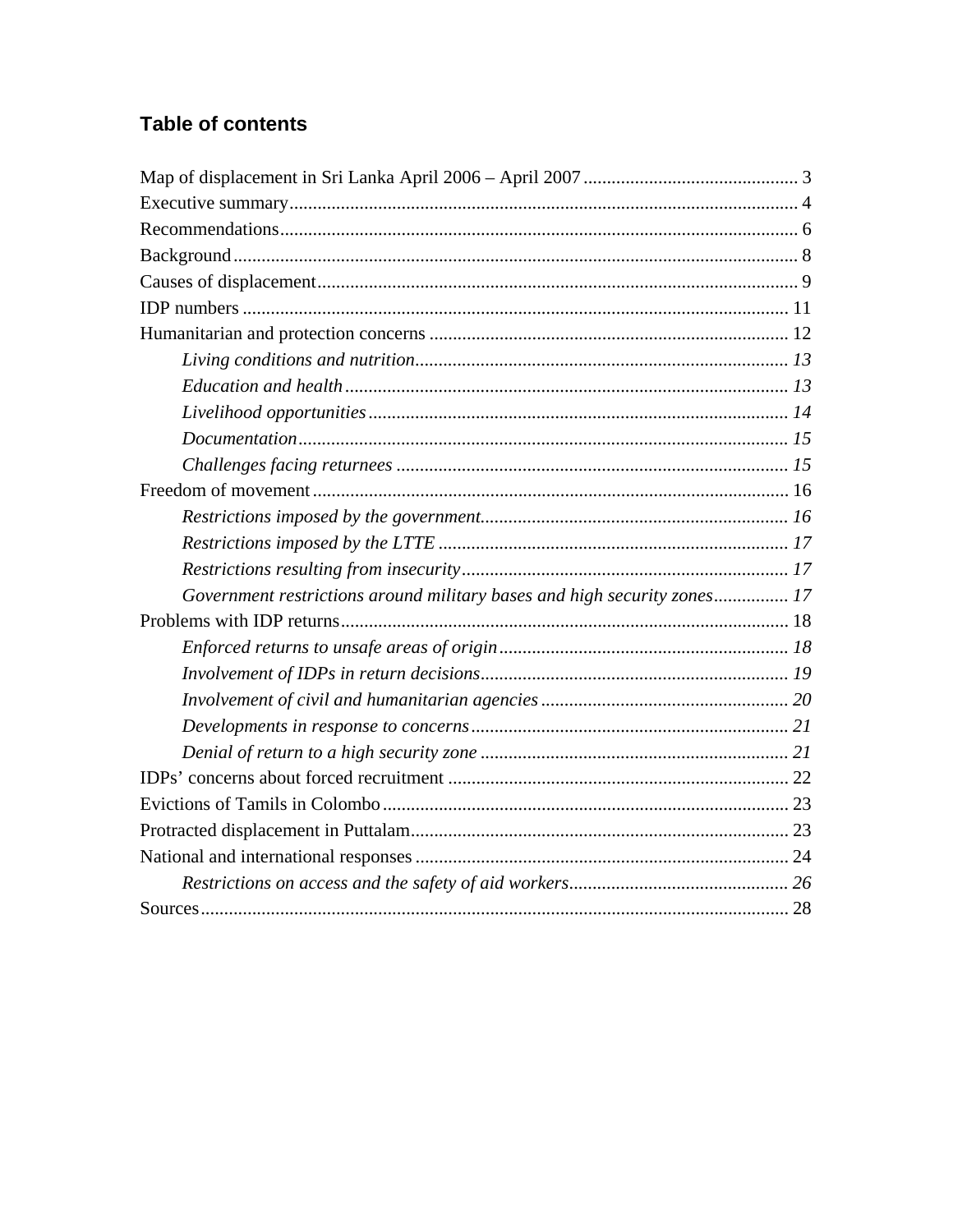## Table of contents

Map of displacement in Sri Lanka April 2006 – April 2007 .............................................. 3
Executive summary ............................................................................................................ 4
Recommendations .............................................................................................................. 6
Background ........................................................................................................................ 8
Causes of displacement ...................................................................................................... 9
IDP numbers .................................................................................................................... 11
Humanitarian and protection concerns ............................................................................ 12
*Living conditions and nutrition* ................................................................................ *13*
*Education and health* ............................................................................................... *13*
*Livelihood opportunities* .......................................................................................... *14*
*Documentation* ......................................................................................................... *15*
*Challenges facing returnees* .................................................................................... *15*
Freedom of movement ..................................................................................................... 16
*Restrictions imposed by the government* ................................................................. *16*
*Restrictions imposed by the LTTE* .......................................................................... *17*
*Restrictions resulting from insecurity* ...................................................................... *17*
*Government restrictions around military bases and high security zones* ................ *17*
Problems with IDP returns ............................................................................................... 18
*Enforced returns to unsafe areas of origin* ............................................................. *18*
*Involvement of IDPs in return decisions* .................................................................. *19*
*Involvement of civil and humanitarian agencies* ..................................................... *20*
*Developments in response to concerns* ................................................................... *21*
*Denial of return to a high security zone* .................................................................. *21*
IDPs' concerns about forced recruitment ......................................................................... 22
Evictions of Tamils in Colombo ...................................................................................... 23
Protracted displacement in Puttalam ................................................................................ 23
National and international responses ............................................................................... 24
*Restrictions on access and the safety of aid workers* ............................................... *26*
Sources ............................................................................................................................. 28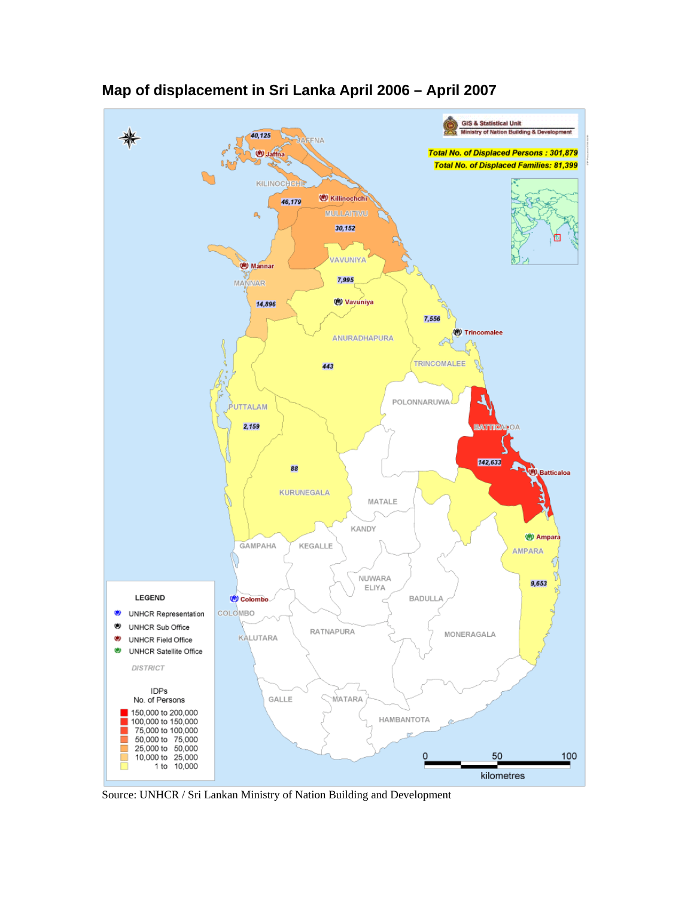## Map of displacement in Sri Lanka April 2006 – April 2007

GIS & Statistical Unit
Ministry of Nation Building & Development

Total No. of Displaced Persons : 301,879
Total No. of Displaced Families: 81,399

| District | IDPs (No. of Persons) |
|---|---|
| JAFFNA | 40,125 |
| KILINOCHCHI | 46,179 |
| MULLAITIVU | 30,152 |
| VAVUNIYA | 7,995 |
| MANNAR | 14,896 |
| TRINCOMALEE | 7,556 |
| ANURADHAPURA | 443 |
| PUTTALAM | 2,159 |
| KURUNEGALA | 88 |
| BATTICALOA | 142,633 |
| AMPARA | 9,653 |

LEGEND

- UNHCR Representation
- UNHCR Sub Office
- UNHCR Field Office
- UNHCR Satellite Office

IDPs No. of Persons

- 150,000 to 200,000
- 100,000 to 150,000
- 75,000 to 100,000
- 50,000 to 75,000
- 25,000 to 50,000
- 10,000 to 25,000
- 1 to 10,000

0 50 100 kilometres

Source: UNHCR / Sri Lankan Ministry of Nation Building and Development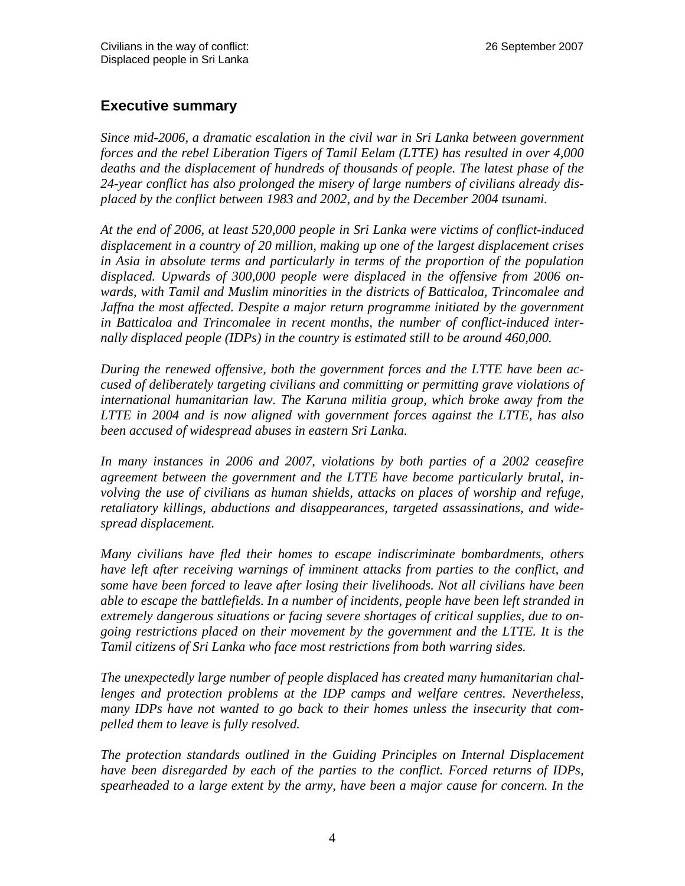## Executive summary

*Since mid-2006, a dramatic escalation in the civil war in Sri Lanka between government forces and the rebel Liberation Tigers of Tamil Eelam (LTTE) has resulted in over 4,000 deaths and the displacement of hundreds of thousands of people. The latest phase of the 24-year conflict has also prolonged the misery of large numbers of civilians already displaced by the conflict between 1983 and 2002, and by the December 2004 tsunami.*

*At the end of 2006, at least 520,000 people in Sri Lanka were victims of conflict-induced displacement in a country of 20 million, making up one of the largest displacement crises in Asia in absolute terms and particularly in terms of the proportion of the population displaced. Upwards of 300,000 people were displaced in the offensive from 2006 onwards, with Tamil and Muslim minorities in the districts of Batticaloa, Trincomalee and Jaffna the most affected. Despite a major return programme initiated by the government in Batticaloa and Trincomalee in recent months, the number of conflict-induced internally displaced people (IDPs) in the country is estimated still to be around 460,000.*

*During the renewed offensive, both the government forces and the LTTE have been accused of deliberately targeting civilians and committing or permitting grave violations of international humanitarian law. The Karuna militia group, which broke away from the LTTE in 2004 and is now aligned with government forces against the LTTE, has also been accused of widespread abuses in eastern Sri Lanka.*

*In many instances in 2006 and 2007, violations by both parties of a 2002 ceasefire agreement between the government and the LTTE have become particularly brutal, involving the use of civilians as human shields, attacks on places of worship and refuge, retaliatory killings, abductions and disappearances, targeted assassinations, and widespread displacement.*

*Many civilians have fled their homes to escape indiscriminate bombardments, others have left after receiving warnings of imminent attacks from parties to the conflict, and some have been forced to leave after losing their livelihoods. Not all civilians have been able to escape the battlefields. In a number of incidents, people have been left stranded in extremely dangerous situations or facing severe shortages of critical supplies, due to ongoing restrictions placed on their movement by the government and the LTTE. It is the Tamil citizens of Sri Lanka who face most restrictions from both warring sides.*

*The unexpectedly large number of people displaced has created many humanitarian challenges and protection problems at the IDP camps and welfare centres. Nevertheless, many IDPs have not wanted to go back to their homes unless the insecurity that compelled them to leave is fully resolved.*

*The protection standards outlined in the Guiding Principles on Internal Displacement have been disregarded by each of the parties to the conflict. Forced returns of IDPs, spearheaded to a large extent by the army, have been a major cause for concern. In the*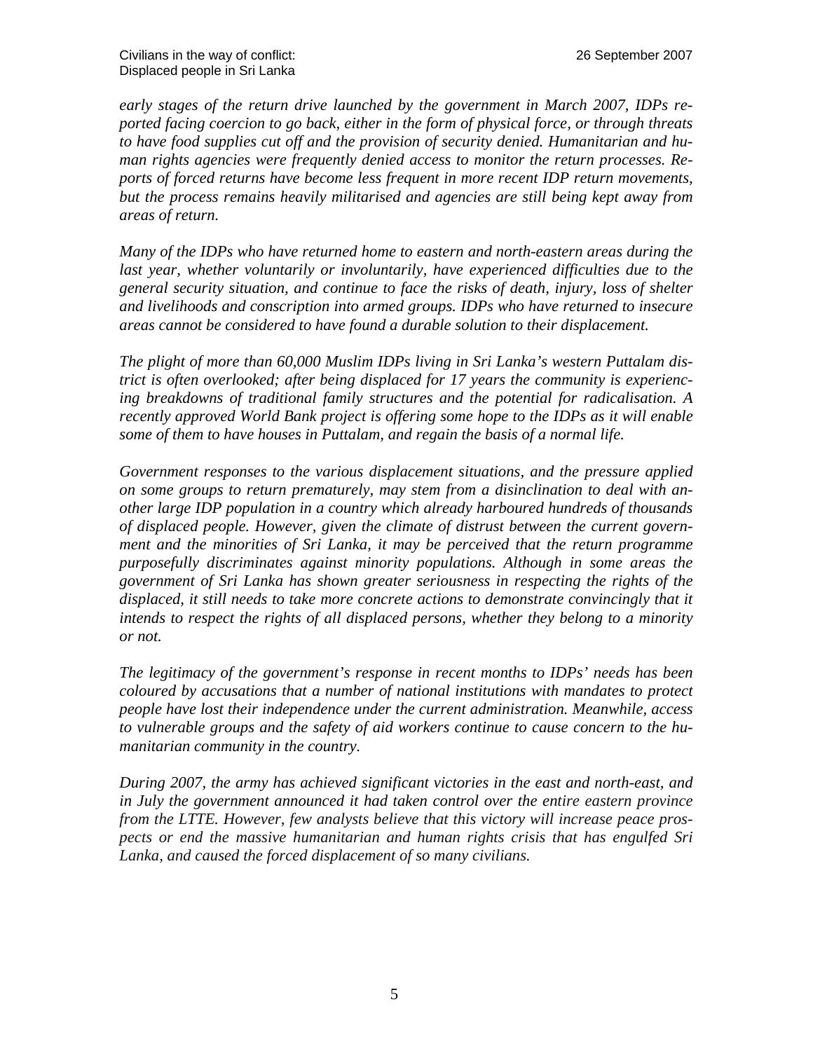*early stages of the return drive launched by the government in March 2007, IDPs reported facing coercion to go back, either in the form of physical force, or through threats to have food supplies cut off and the provision of security denied. Humanitarian and human rights agencies were frequently denied access to monitor the return processes. Reports of forced returns have become less frequent in more recent IDP return movements, but the process remains heavily militarised and agencies are still being kept away from areas of return.*

*Many of the IDPs who have returned home to eastern and north-eastern areas during the last year, whether voluntarily or involuntarily, have experienced difficulties due to the general security situation, and continue to face the risks of death, injury, loss of shelter and livelihoods and conscription into armed groups. IDPs who have returned to insecure areas cannot be considered to have found a durable solution to their displacement.*

*The plight of more than 60,000 Muslim IDPs living in Sri Lanka's western Puttalam district is often overlooked; after being displaced for 17 years the community is experiencing breakdowns of traditional family structures and the potential for radicalisation. A recently approved World Bank project is offering some hope to the IDPs as it will enable some of them to have houses in Puttalam, and regain the basis of a normal life.*

*Government responses to the various displacement situations, and the pressure applied on some groups to return prematurely, may stem from a disinclination to deal with another large IDP population in a country which already harboured hundreds of thousands of displaced people. However, given the climate of distrust between the current government and the minorities of Sri Lanka, it may be perceived that the return programme purposefully discriminates against minority populations. Although in some areas the government of Sri Lanka has shown greater seriousness in respecting the rights of the displaced, it still needs to take more concrete actions to demonstrate convincingly that it intends to respect the rights of all displaced persons, whether they belong to a minority or not.*

*The legitimacy of the government's response in recent months to IDPs' needs has been coloured by accusations that a number of national institutions with mandates to protect people have lost their independence under the current administration. Meanwhile, access to vulnerable groups and the safety of aid workers continue to cause concern to the humanitarian community in the country.*

*During 2007, the army has achieved significant victories in the east and north-east, and in July the government announced it had taken control over the entire eastern province from the LTTE. However, few analysts believe that this victory will increase peace prospects or end the massive humanitarian and human rights crisis that has engulfed Sri Lanka, and caused the forced displacement of so many civilians.*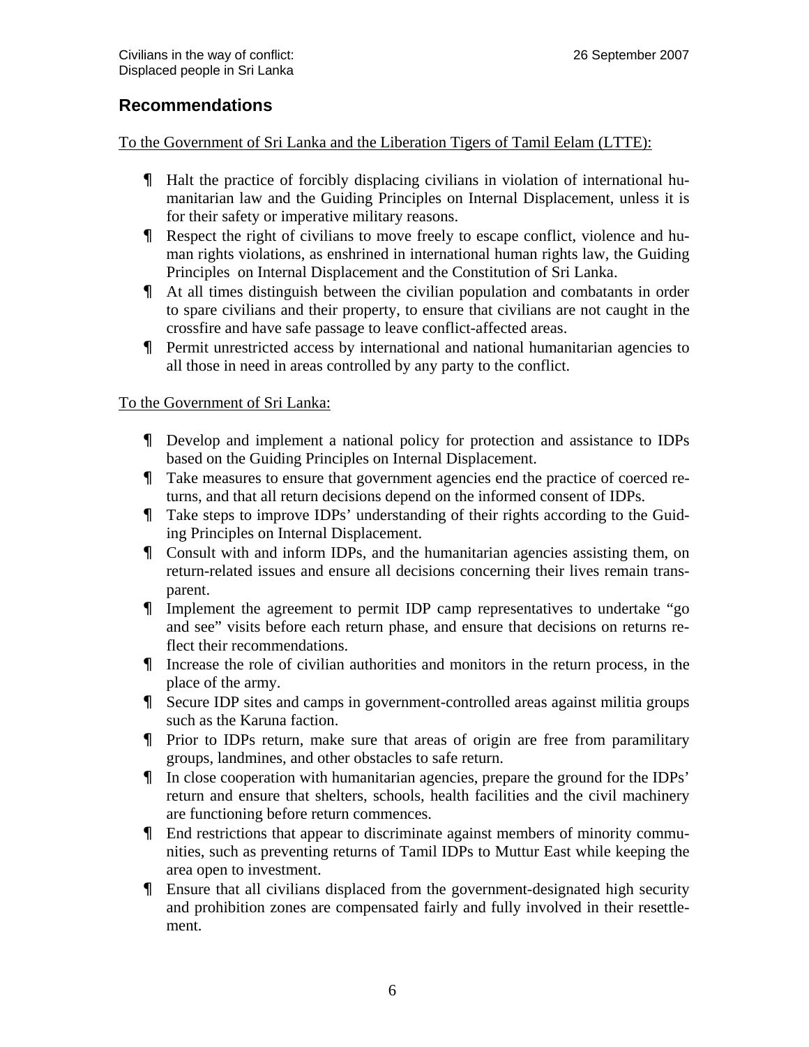## Recommendations

To the Government of Sri Lanka and the Liberation Tigers of Tamil Eelam (LTTE):

- Halt the practice of forcibly displacing civilians in violation of international humanitarian law and the Guiding Principles on Internal Displacement, unless it is for their safety or imperative military reasons.
- Respect the right of civilians to move freely to escape conflict, violence and human rights violations, as enshrined in international human rights law, the Guiding Principles on Internal Displacement and the Constitution of Sri Lanka.
- At all times distinguish between the civilian population and combatants in order to spare civilians and their property, to ensure that civilians are not caught in the crossfire and have safe passage to leave conflict-affected areas.
- Permit unrestricted access by international and national humanitarian agencies to all those in need in areas controlled by any party to the conflict.

To the Government of Sri Lanka:

- Develop and implement a national policy for protection and assistance to IDPs based on the Guiding Principles on Internal Displacement.
- Take measures to ensure that government agencies end the practice of coerced returns, and that all return decisions depend on the informed consent of IDPs.
- Take steps to improve IDPs' understanding of their rights according to the Guiding Principles on Internal Displacement.
- Consult with and inform IDPs, and the humanitarian agencies assisting them, on return-related issues and ensure all decisions concerning their lives remain transparent.
- Implement the agreement to permit IDP camp representatives to undertake "go and see" visits before each return phase, and ensure that decisions on returns reflect their recommendations.
- Increase the role of civilian authorities and monitors in the return process, in the place of the army.
- Secure IDP sites and camps in government-controlled areas against militia groups such as the Karuna faction.
- Prior to IDPs return, make sure that areas of origin are free from paramilitary groups, landmines, and other obstacles to safe return.
- In close cooperation with humanitarian agencies, prepare the ground for the IDPs' return and ensure that shelters, schools, health facilities and the civil machinery are functioning before return commences.
- End restrictions that appear to discriminate against members of minority communities, such as preventing returns of Tamil IDPs to Muttur East while keeping the area open to investment.
- Ensure that all civilians displaced from the government-designated high security and prohibition zones are compensated fairly and fully involved in their resettlement.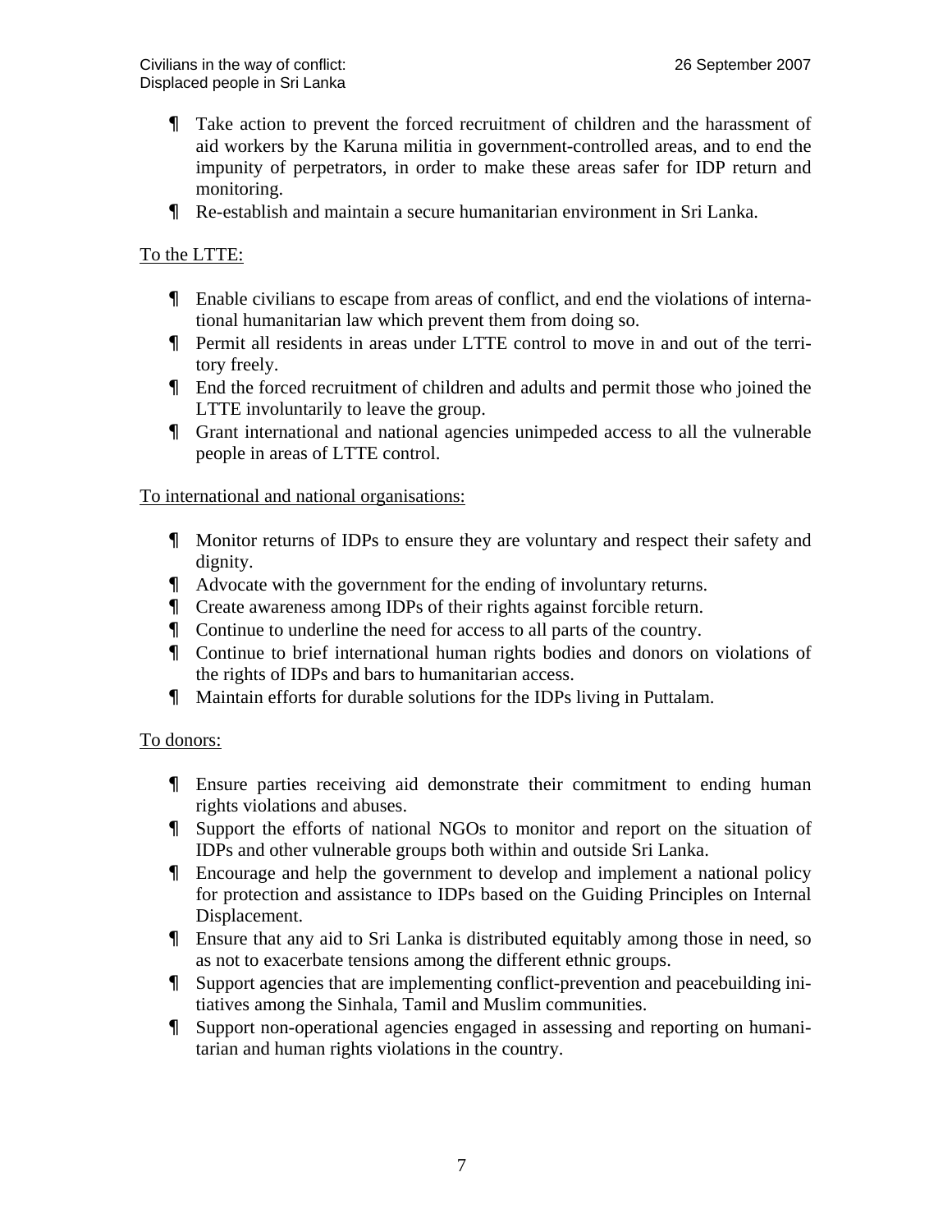- Take action to prevent the forced recruitment of children and the harassment of aid workers by the Karuna militia in government-controlled areas, and to end the impunity of perpetrators, in order to make these areas safer for IDP return and monitoring.
- Re-establish and maintain a secure humanitarian environment in Sri Lanka.

To the LTTE:

- Enable civilians to escape from areas of conflict, and end the violations of international humanitarian law which prevent them from doing so.
- Permit all residents in areas under LTTE control to move in and out of the territory freely.
- End the forced recruitment of children and adults and permit those who joined the LTTE involuntarily to leave the group.
- Grant international and national agencies unimpeded access to all the vulnerable people in areas of LTTE control.

To international and national organisations:

- Monitor returns of IDPs to ensure they are voluntary and respect their safety and dignity.
- Advocate with the government for the ending of involuntary returns.
- Create awareness among IDPs of their rights against forcible return.
- Continue to underline the need for access to all parts of the country.
- Continue to brief international human rights bodies and donors on violations of the rights of IDPs and bars to humanitarian access.
- Maintain efforts for durable solutions for the IDPs living in Puttalam.

To donors:

- Ensure parties receiving aid demonstrate their commitment to ending human rights violations and abuses.
- Support the efforts of national NGOs to monitor and report on the situation of IDPs and other vulnerable groups both within and outside Sri Lanka.
- Encourage and help the government to develop and implement a national policy for protection and assistance to IDPs based on the Guiding Principles on Internal Displacement.
- Ensure that any aid to Sri Lanka is distributed equitably among those in need, so as not to exacerbate tensions among the different ethnic groups.
- Support agencies that are implementing conflict-prevention and peacebuilding initiatives among the Sinhala, Tamil and Muslim communities.
- Support non-operational agencies engaged in assessing and reporting on humanitarian and human rights violations in the country.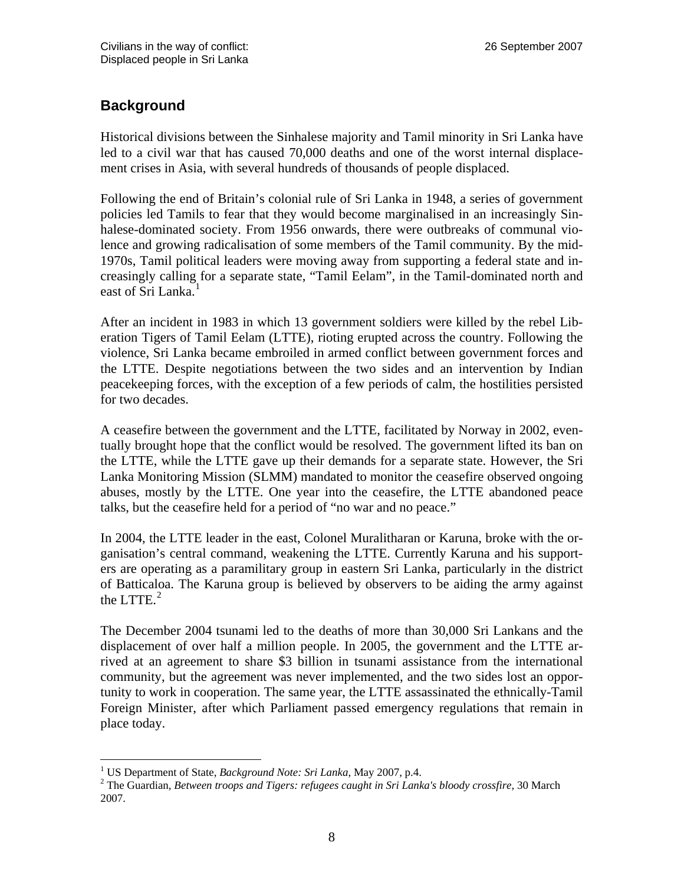## Background

Historical divisions between the Sinhalese majority and Tamil minority in Sri Lanka have led to a civil war that has caused 70,000 deaths and one of the worst internal displacement crises in Asia, with several hundreds of thousands of people displaced.

Following the end of Britain's colonial rule of Sri Lanka in 1948, a series of government policies led Tamils to fear that they would become marginalised in an increasingly Sinhalese-dominated society. From 1956 onwards, there were outbreaks of communal violence and growing radicalisation of some members of the Tamil community. By the mid-1970s, Tamil political leaders were moving away from supporting a federal state and increasingly calling for a separate state, "Tamil Eelam", in the Tamil-dominated north and east of Sri Lanka.[1]

After an incident in 1983 in which 13 government soldiers were killed by the rebel Liberation Tigers of Tamil Eelam (LTTE), rioting erupted across the country. Following the violence, Sri Lanka became embroiled in armed conflict between government forces and the LTTE. Despite negotiations between the two sides and an intervention by Indian peacekeeping forces, with the exception of a few periods of calm, the hostilities persisted for two decades.

A ceasefire between the government and the LTTE, facilitated by Norway in 2002, eventually brought hope that the conflict would be resolved. The government lifted its ban on the LTTE, while the LTTE gave up their demands for a separate state. However, the Sri Lanka Monitoring Mission (SLMM) mandated to monitor the ceasefire observed ongoing abuses, mostly by the LTTE. One year into the ceasefire, the LTTE abandoned peace talks, but the ceasefire held for a period of "no war and no peace."

In 2004, the LTTE leader in the east, Colonel Muralitharan or Karuna, broke with the organisation's central command, weakening the LTTE. Currently Karuna and his supporters are operating as a paramilitary group in eastern Sri Lanka, particularly in the district of Batticaloa. The Karuna group is believed by observers to be aiding the army against the LTTE.[2]

The December 2004 tsunami led to the deaths of more than 30,000 Sri Lankans and the displacement of over half a million people. In 2005, the government and the LTTE arrived at an agreement to share $3 billion in tsunami assistance from the international community, but the agreement was never implemented, and the two sides lost an opportunity to work in cooperation. The same year, the LTTE assassinated the ethnically-Tamil Foreign Minister, after which Parliament passed emergency regulations that remain in place today.

---

[1] US Department of State, *Background Note: Sri Lanka*, May 2007, p.4.

[2] The Guardian, *Between troops and Tigers: refugees caught in Sri Lanka's bloody crossfire*, 30 March 2007.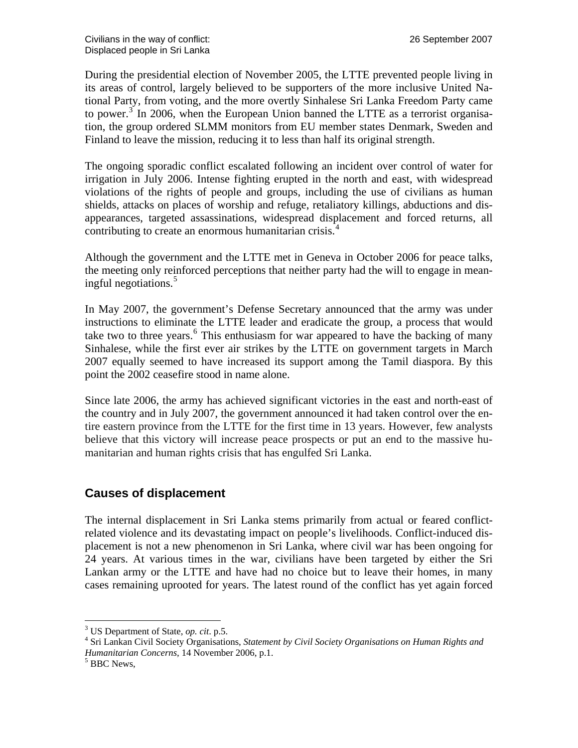During the presidential election of November 2005, the LTTE prevented people living in its areas of control, largely believed to be supporters of the more inclusive United National Party, from voting, and the more overtly Sinhalese Sri Lanka Freedom Party came to power.[3] In 2006, when the European Union banned the LTTE as a terrorist organisation, the group ordered SLMM monitors from EU member states Denmark, Sweden and Finland to leave the mission, reducing it to less than half its original strength.

The ongoing sporadic conflict escalated following an incident over control of water for irrigation in July 2006. Intense fighting erupted in the north and east, with widespread violations of the rights of people and groups, including the use of civilians as human shields, attacks on places of worship and refuge, retaliatory killings, abductions and disappearances, targeted assassinations, widespread displacement and forced returns, all contributing to create an enormous humanitarian crisis.[4]

Although the government and the LTTE met in Geneva in October 2006 for peace talks, the meeting only reinforced perceptions that neither party had the will to engage in meaningful negotiations.[5]

In May 2007, the government's Defense Secretary announced that the army was under instructions to eliminate the LTTE leader and eradicate the group, a process that would take two to three years.[6] This enthusiasm for war appeared to have the backing of many Sinhalese, while the first ever air strikes by the LTTE on government targets in March 2007 equally seemed to have increased its support among the Tamil diaspora. By this point the 2002 ceasefire stood in name alone.

Since late 2006, the army has achieved significant victories in the east and north-east of the country and in July 2007, the government announced it had taken control over the entire eastern province from the LTTE for the first time in 13 years. However, few analysts believe that this victory will increase peace prospects or put an end to the massive humanitarian and human rights crisis that has engulfed Sri Lanka.

## Causes of displacement

The internal displacement in Sri Lanka stems primarily from actual or feared conflict-related violence and its devastating impact on people's livelihoods. Conflict-induced displacement is not a new phenomenon in Sri Lanka, where civil war has been ongoing for 24 years. At various times in the war, civilians have been targeted by either the Sri Lankan army or the LTTE and have had no choice but to leave their homes, in many cases remaining uprooted for years. The latest round of the conflict has yet again forced

---

[3] US Department of State, *op. cit*. p.5.

[4] Sri Lankan Civil Society Organisations, *Statement by Civil Society Organisations on Human Rights and Humanitarian Concerns,* 14 November 2006, p.1.

[5] BBC News,